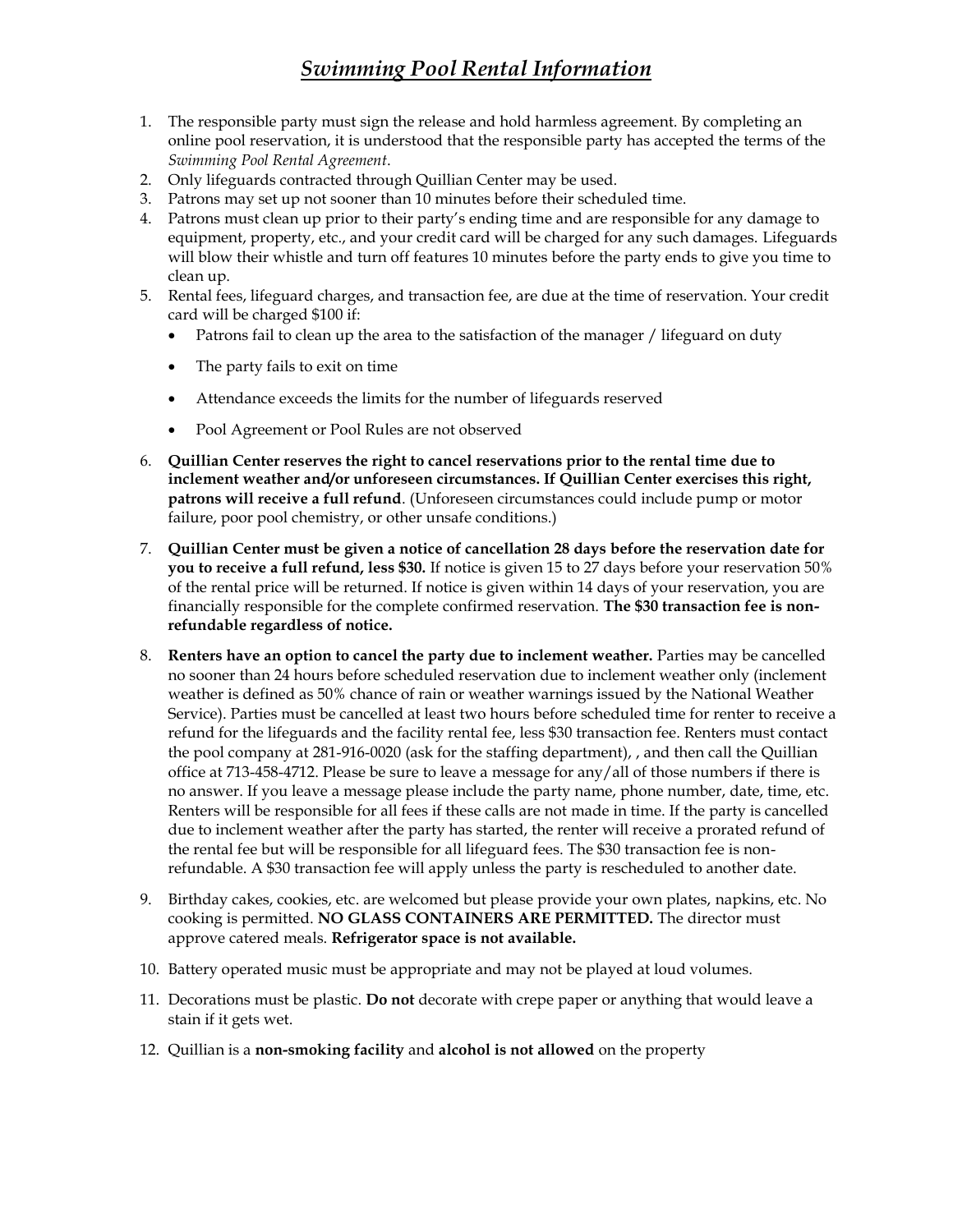// *Swimming Pool Rental Information*

1. The responsible party must sign the release and hold harmless agreement. By completing an online pool reservation, it is understood that the responsible party has accepted the terms of the *Swimming Pool Rental Agreement*.
2. Only lifeguards contracted through Quillian Center may be used.
3. Patrons may set up not sooner than 10 minutes before their scheduled time.
4. Patrons must clean up prior to their party's ending time and are responsible for any damage to equipment, property, etc., and your credit card will be charged for any such damages. Lifeguards will blow their whistle and turn off features 10 minutes before the party ends to give you time to clean up.
5. Rental fees, lifeguard charges, and transaction fee, are due at the time of reservation. Your credit card will be charged $100 if:
   - Patrons fail to clean up the area to the satisfaction of the manager / lifeguard on duty
   - The party fails to exit on time
   - Attendance exceeds the limits for the number of lifeguards reserved
   - Pool Agreement or Pool Rules are not observed
6. **Quillian Center reserves the right to cancel reservations prior to the rental time due to inclement weather and/or unforeseen circumstances. If Quillian Center exercises this right, patrons will receive a full refund**. (Unforeseen circumstances could include pump or motor failure, poor pool chemistry, or other unsafe conditions.)
7. **Quillian Center must be given a notice of cancellation 28 days before the reservation date for you to receive a full refund, less $30.** If notice is given 15 to 27 days before your reservation 50% of the rental price will be returned. If notice is given within 14 days of your reservation, you are financially responsible for the complete confirmed reservation. **The $30 transaction fee is non-refundable regardless of notice.**
8. **Renters have an option to cancel the party due to inclement weather.** Parties may be cancelled no sooner than 24 hours before scheduled reservation due to inclement weather only (inclement weather is defined as 50% chance of rain or weather warnings issued by the National Weather Service). Parties must be cancelled at least two hours before scheduled time for renter to receive a refund for the lifeguards and the facility rental fee, less $30 transaction fee. Renters must contact the pool company at 281-916-0020 (ask for the staffing department), , and then call the Quillian office at 713-458-4712. Please be sure to leave a message for any/all of those numbers if there is no answer. If you leave a message please include the party name, phone number, date, time, etc. Renters will be responsible for all fees if these calls are not made in time. If the party is cancelled due to inclement weather after the party has started, the renter will receive a prorated refund of the rental fee but will be responsible for all lifeguard fees. The $30 transaction fee is non-refundable. A $30 transaction fee will apply unless the party is rescheduled to another date.
9. Birthday cakes, cookies, etc. are welcomed but please provide your own plates, napkins, etc. No cooking is permitted. **NO GLASS CONTAINERS ARE PERMITTED.** The director must approve catered meals. **Refrigerator space is not available.**
10. Battery operated music must be appropriate and may not be played at loud volumes.
11. Decorations must be plastic. **Do not** decorate with crepe paper or anything that would leave a stain if it gets wet.
12. Quillian is a **non-smoking facility** and **alcohol is not allowed** on the property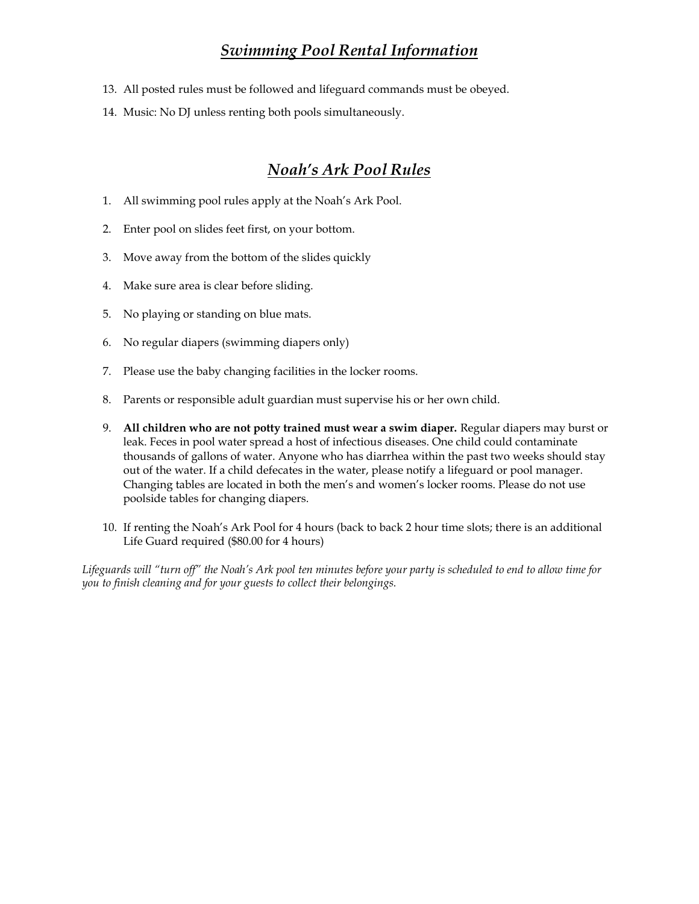## ***Swimming Pool Rental Information***

13. All posted rules must be followed and lifeguard commands must be obeyed.
14. Music: No DJ unless renting both pools simultaneously.

## ***Noah's Ark Pool Rules***

1. All swimming pool rules apply at the Noah's Ark Pool.
2. Enter pool on slides feet first, on your bottom.
3. Move away from the bottom of the slides quickly
4. Make sure area is clear before sliding.
5. No playing or standing on blue mats.
6. No regular diapers (swimming diapers only)
7. Please use the baby changing facilities in the locker rooms.
8. Parents or responsible adult guardian must supervise his or her own child.
9. **All children who are not potty trained must wear a swim diaper.** Regular diapers may burst or leak. Feces in pool water spread a host of infectious diseases. One child could contaminate thousands of gallons of water. Anyone who has diarrhea within the past two weeks should stay out of the water. If a child defecates in the water, please notify a lifeguard or pool manager. Changing tables are located in both the men's and women's locker rooms. Please do not use poolside tables for changing diapers.
10. If renting the Noah's Ark Pool for 4 hours (back to back 2 hour time slots; there is an additional Life Guard required ($80.00 for 4 hours)

*Lifeguards will "turn off" the Noah's Ark pool ten minutes before your party is scheduled to end to allow time for you to finish cleaning and for your guests to collect their belongings.*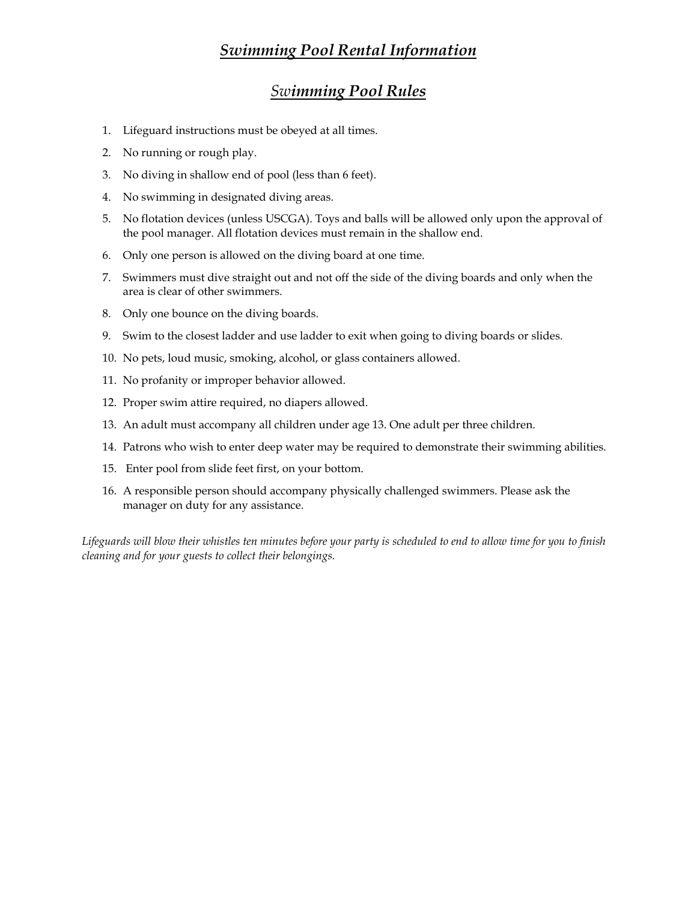# *Swimming Pool Rental Information*

## *Swimming Pool Rules*

1. Lifeguard instructions must be obeyed at all times.
2. No running or rough play.
3. No diving in shallow end of pool (less than 6 feet).
4. No swimming in designated diving areas.
5. No flotation devices (unless USCGA). Toys and balls will be allowed only upon the approval of the pool manager. All flotation devices must remain in the shallow end.
6. Only one person is allowed on the diving board at one time.
7. Swimmers must dive straight out and not off the side of the diving boards and only when the area is clear of other swimmers.
8. Only one bounce on the diving boards.
9. Swim to the closest ladder and use ladder to exit when going to diving boards or slides.
10. No pets, loud music, smoking, alcohol, or glass containers allowed.
11. No profanity or improper behavior allowed.
12. Proper swim attire required, no diapers allowed.
13. An adult must accompany all children under age 13. One adult per three children.
14. Patrons who wish to enter deep water may be required to demonstrate their swimming abilities.
15. Enter pool from slide feet first, on your bottom.
16. A responsible person should accompany physically challenged swimmers. Please ask the manager on duty for any assistance.

*Lifeguards will blow their whistles ten minutes before your party is scheduled to end to allow time for you to finish cleaning and for your guests to collect their belongings.*